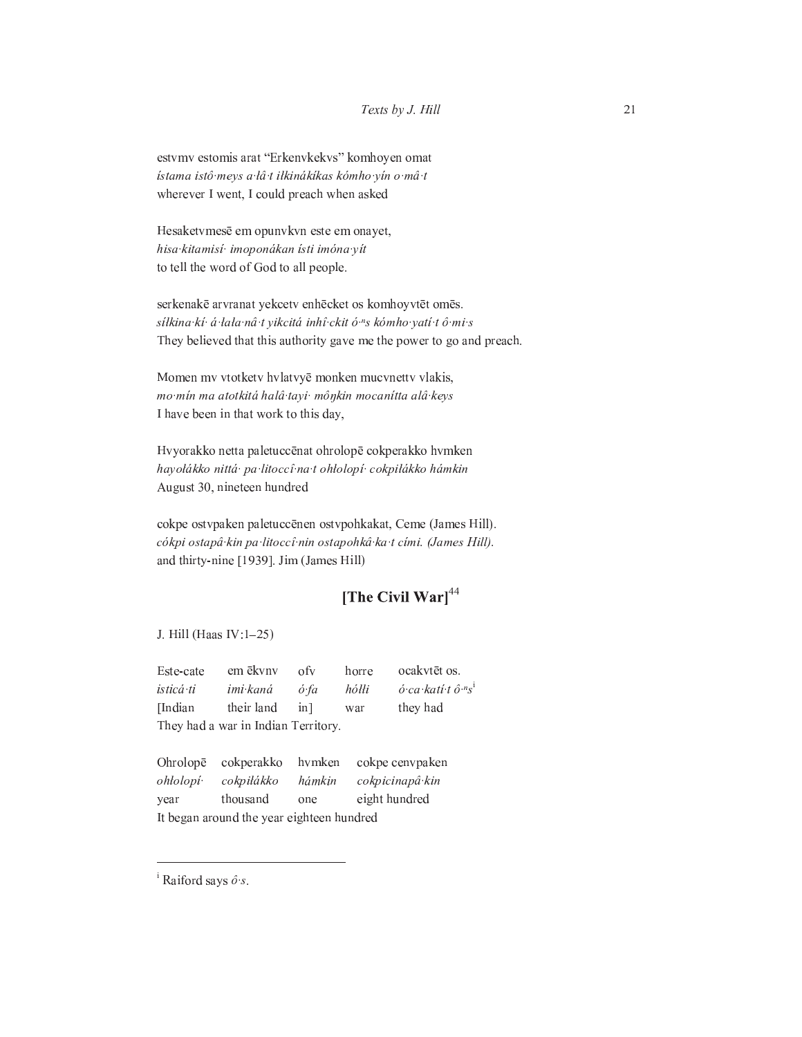estvmv estomis arat "Erkenvkekvs" komhoyen omat
*ístama istô·meys a·łâ·t iłkinákíkas kómho·yín o·mâ·t*
wherever I went, I could preach when asked

Hesaketvmesē em opunvkvn este em onayet,
*hisa·kitamisí· imoponákan ísti imóna·yít*
to tell the word of God to all people.

serkenakē arvranat yekcetv enhēcket os komhoyvtēt omēs.
*sílkina·kí· á·łała·nâ·t yikcitá inhî·ckit ó·ⁿs kómho·yatí·t ô·mi·s*
They believed that this authority gave me the power to go and preach.

Momen mv vtotketv hvlatvyē monken mucvnettv vlakis,
*mo·mín ma atotkitá halâ·tayi· môŋkin mocanítta alâ·keys*
I have been in that work to this day,

Hvyorakko netta paletuccēnat ohrolopē cokperakko hvmken
*hayołákko nittá· pa·litoccî·na·t ohłolopí· cokpiłákko hámkin*
August 30, nineteen hundred

cokpe ostvpaken paletuccēnen ostvpohkakat, Ceme (James Hill).
*cókpi ostapâ·kin pa·litoccî·nin ostapohkâ·ka·t cími. (James Hill).*
and thirty-nine [1939]. Jim (James Hill)

## [The Civil War][44]

J. Hill (Haas IV:1–25)

| Este-cate | em ēkvnv | ofv | horre | ocakvtēt os. |
|---|---|---|---|---|
| *isticá·ti* | *imi·kaná* | *ó·fa* | *hółłi* | *ó·ca·katí·t ô·ⁿs*[i] |
| [Indian | their land | in] | war | they had |

They had a war in Indian Territory.

| Ohrolopē | cokperakko | hvmken | cokpe cenvpaken |
|---|---|---|---|
| *ohłolopí·* | *cokpiłákko* | *hámkin* | *cokpicinapâ·kin* |
| year | thousand | one | eight hundred |

It began around the year eighteen hundred

---

[i] Raiford says *ô·s*.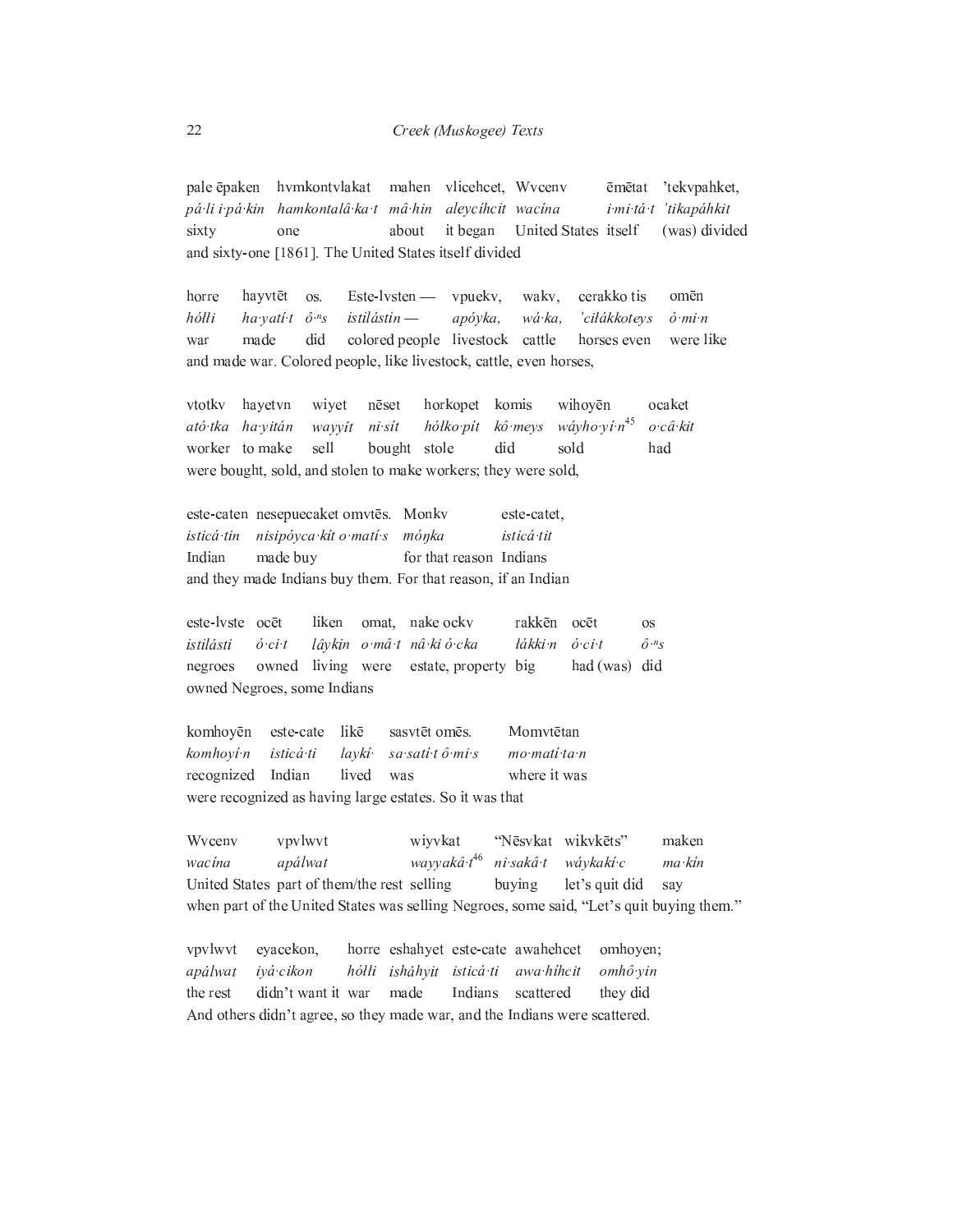| pale ēpaken | hvmkontvlakat | mahen | vlicehcet, | Wvcenv | ēmētat | 'tekvpahket, |
|---|---|---|---|---|---|---|
| *pá·li i·pá·kin* | *hamkontalâ·ka·t* | *mâ·hin* | *aleycíhcit* | *wacína* | *i·mi·tá·t* | *'tikapáhkit* |
| sixty | one | about | it began | United States | itself | (was) divided |

and sixty-one [1861]. The United States itself divided

| horre | hayvtēt | os. | Este-lvsten — | vpuekv, | wakv, | cerakko tis | omēn |
|---|---|---|---|---|---|---|---|
| *hółłi* | *ha·yatí·t* | *ô·ⁿs* | *istilástin —* | *apóyka,* | *wá·ka,* | *'całákkoteys* | *ó·mi·n* |
| war | made | did | colored people | livestock | cattle | horses even | were like |

and made war. Colored people, like livestock, cattle, even horses,

| vtotkv | hayetvn | wiyet | nēset | horkopet | komis | wihoyēn | ocaket |
|---|---|---|---|---|---|---|---|
| *ató·tka* | *ha·yitán* | *wayyít* | *ni·sít* | *hółkopít* | *kô·meys* | *wáyho·yí·n*[45] | *o·câ·kit* |
| worker | to make | sell | bought | stole | did | sold | had |

were bought, sold, and stolen to make workers; they were sold,

| este-caten | nesepuecaket omvtēs. | Monkv | este-catet, |
|---|---|---|---|
| *isticá·tin* | *nisipóyca·kít o·matí·s* | *móŋka* | *isticá·tit* |
| Indian | made buy | for that reason | Indians |

and they made Indians buy them. For that reason, if an Indian

| este-lvste | ocēt | liken | omat, | nake ockv | rakkēn | ocēt | os |
|---|---|---|---|---|---|---|---|
| *istilásti* | *ó·ci·t* | *lâykịn* | *o·mâ·t* | *nâ·ki ó·cka* | *łákki·n* | *ó·ci·t* | *ô·ⁿs* |
| negroes | owned | living | were | estate, property | big | had (was) | did |

owned Negroes, some Indians

| komhoyēn | este-cate | likē | sasvtēt omēs. | Momvtētan |
|---|---|---|---|---|
| *komhoyí·n* | *isticá·ti* | *laykí·* | *sa·satí·t ô·mi·s* | *mo·matí·ta·n* |
| recognized | Indian | lived | was | where it was |

were recognized as having large estates. So it was that

| Wvcenv | vpvlwvt | wiyvkat | "Nēsvkat | wikvkēts" | maken |
|---|---|---|---|---|---|
| *wacína* | *apálwat* | *wayyakâ·t*[46] | *ni·sakâ·t* | *wáykakí·c* | *ma·kín* |
| United States | part of them/the rest | selling | buying | let's quit did | say |

when part of the United States was selling Negroes, some said, "Let's quit buying them."

| vpvlwvt | eyacekon, | horre | eshahyet | este-cate | awahehcet | omhoyen; |
|---|---|---|---|---|---|---|
| *apálwat* | *iyá·cikon* | *hółłi* | *isháhyit* | *isticá·ti* | *awa·híhcit* | *omhô·yin* |
| the rest | didn't want it | war | made | Indians | scattered | they did |

And others didn't agree, so they made war, and the Indians were scattered.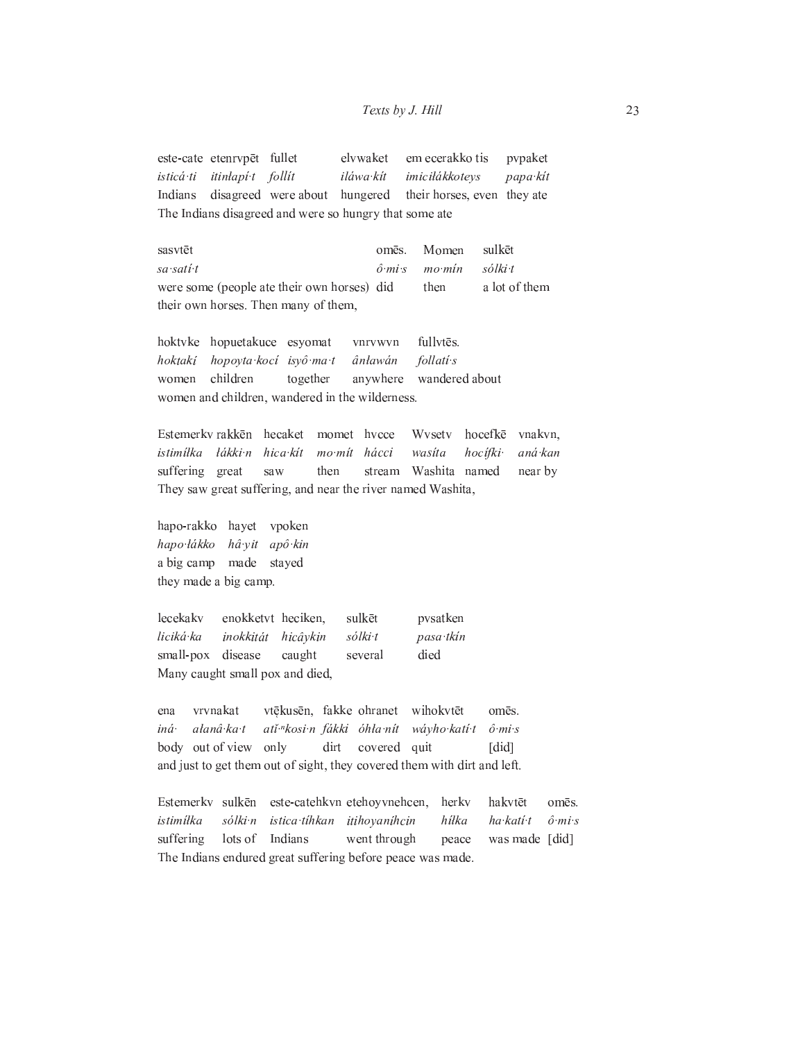| este-cate | etenrvpēt | fullet | elvwaket | em ecerakko tis | pvpaket |
|---|---|---|---|---|---|
| *isticá·ti* | *itinłapí·t* | *follít* | *iláwa·kít* | *imiciłákkoteys* | *papa·kít* |
| Indians | disagreed | were about | hungered | their horses, even | they ate |

The Indians disagreed and were so hungry that some ate

| sasvtēt | omēs. | Momen | sulkēt |
|---|---|---|---|
| *sa·satí·t* | *ô·mi·s* | *mo·mín* | *sólki·t* |
| were some (people ate their own horses) | did | then | a lot of them |

their own horses. Then many of them,

| hoktvke | hopuetakuce | esyomat | vnrvwvn | fullvtēs. |
|---|---|---|---|---|
| *hoktakį* | *hopoyta·kocí* | *isyô·ma·t* | *ânławán* | *follatí·s* |
| women | children | together | anywhere | wandered about |

women and children, wandered in the wilderness.

| Estemerkv | rakkēn | hecaket | momet | hvcce | Wvsetv | hocefkē | vnakvn, |
|---|---|---|---|---|---|---|---|
| *istimíłka* | *łákki·n* | *hica·kít* | *mo·mít* | *hácci* | *wasíta* | *hocífki·* | *aná·kan* |
| suffering | great | saw | then | stream | Washita | named | near by |

They saw great suffering, and near the river named Washita,

| hapo-rakko | hayet | vpoken |
|---|---|---|
| *hapo·łákko* | *hâ·yit* | *apô·kin* |
| a big camp | made | stayed |

they made a big camp.

| lecekakv | enokketvt | heciken, | sulkēt | pvsatken |
|---|---|---|---|---|
| *liciká·ka* | *įnokkitát* | *hicâykin* | *sólki·t* | *pasa·tkín* |
| small-pox | disease | caught | several | died |

Many caught small pox and died,

| ena | vrvnakat | vtẹ̄kusēn, | fakke | ohranet | wihokvtēt | omēs. |
|---|---|---|---|---|---|---|
| *iná·* | *ałanâ·ka·t* | *atĭ$^{n}$kosi·n* | *fákki* | *óhła·nít* | *wáyho·katí·t* | *ô·mi·s* |
| body | out of view | only | dirt | covered | quit | [did] |

and just to get them out of sight, they covered them with dirt and left.

| Estemerkv | sulkēn | este-catehkvn | etehoyvnehcen, | herkv | hakvtēt | omēs. |
|---|---|---|---|---|---|---|
| *istimíłka* | *sólki·n* | *istica·tíhkan* | *itįhoyaníhcin* | *hiłka* | *ha·katí·t* | *ô·mi·s* |
| suffering | lots of | Indians | went through | peace | was made | [did] |

The Indians endured great suffering before peace was made.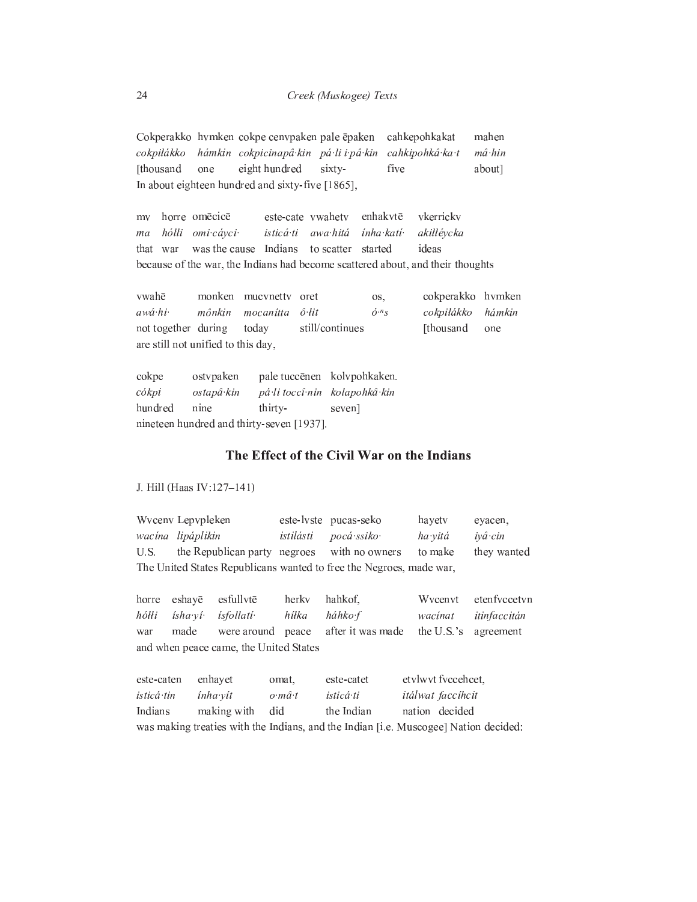| | | | | | | |
|---|---|---|---|---|---|---|
| Cokperakko | hvmken | cokpe cenvpaken | pale ēpaken | cahkepohkakat | mahen |
| *cokpiłákko* | *hámkin* | *cokpicinapâ·kin* | *pá·li i·pâ·kin* | *cahkipohkâ·ka·t* | *mâ·hin* |
| [thousand | one | eight hundred | sixty- | five | about] |

In about eighteen hundred and sixty-five [1865],

| | | | | | | |
|---|---|---|---|---|---|---|
| mv | horre | omēcicē | este-cate | vwahetv | enhakvtē | vkerrickv |
| *ma* | *hółłi* | *omi·cáyci·* | *isticá·ti* | *awa·hitá* | *ínha·katí·* | *akiłłéycka* |
| that | war | was the cause | Indians | to scatter | started | ideas |

because of the war, the Indians had become scattered about, and their thoughts

| | | | | | | |
|---|---|---|---|---|---|---|
| vwahē | monken | mucvnettv | oret | os, | cokperakko | hvmken |
| *awá·hi·* | *mônkin* | *mocanítta* | *ô·lit* | *ó·ⁿs* | *cokpiłákko* | *hámkin* |
| not together | during | today | still/continues | | [thousand | one |

are still not unified to this day,

| | | | |
|---|---|---|---|
| cokpe | ostvpaken | pale tuccēnen | kolvpohkaken. |
| *cókpi* | *ostapâ·kin* | *pá·li toccí·nin* | *kolapohkâ·kin* |
| hundred | nine | thirty- | seven] |

nineteen hundred and thirty-seven [1937].

## The Effect of the Civil War on the Indians

J. Hill (Haas IV:127–141)

| | | | | | |
|---|---|---|---|---|---|
| Wvcenv | Lepvpleken | este-lvste | pucas-seko | hayetv | eyacen, |
| *wacína* | *lipáplikin* | *istilásti* | *pocá·ssiko·* | *ha·yitá* | *iyâ·cin* |
| U.S. | the Republican party | negroes | with no owners | to make | they wanted |

The United States Republicans wanted to free the Negroes, made war,

| | | | | | | |
|---|---|---|---|---|---|---|
| horre | eshayē | esfullvtē | herkv | hahkof, | Wvcenvt | etenfvccetvn |
| *hółłi* | *ísha·yí·* | *ísfollatí·* | *híłka* | *háhko·f* | *wacínat* | *itinfaccitán* |
| war | made | were around | peace | after it was made | the U.S.'s | agreement |

and when peace came, the United States

| | | | | |
|---|---|---|---|---|
| este-caten | enhayet | omat, | este-catet | etvlwvt fvccehcet, |
| *isticá·tin* | *ínha·yít* | *o·mâ·t* | *isticá·ti* | *itálwat faccíhcit* |
| Indians | making with | did | the Indian | nation decided |

was making treaties with the Indians, and the Indian [i.e. Muscogee] Nation decided: